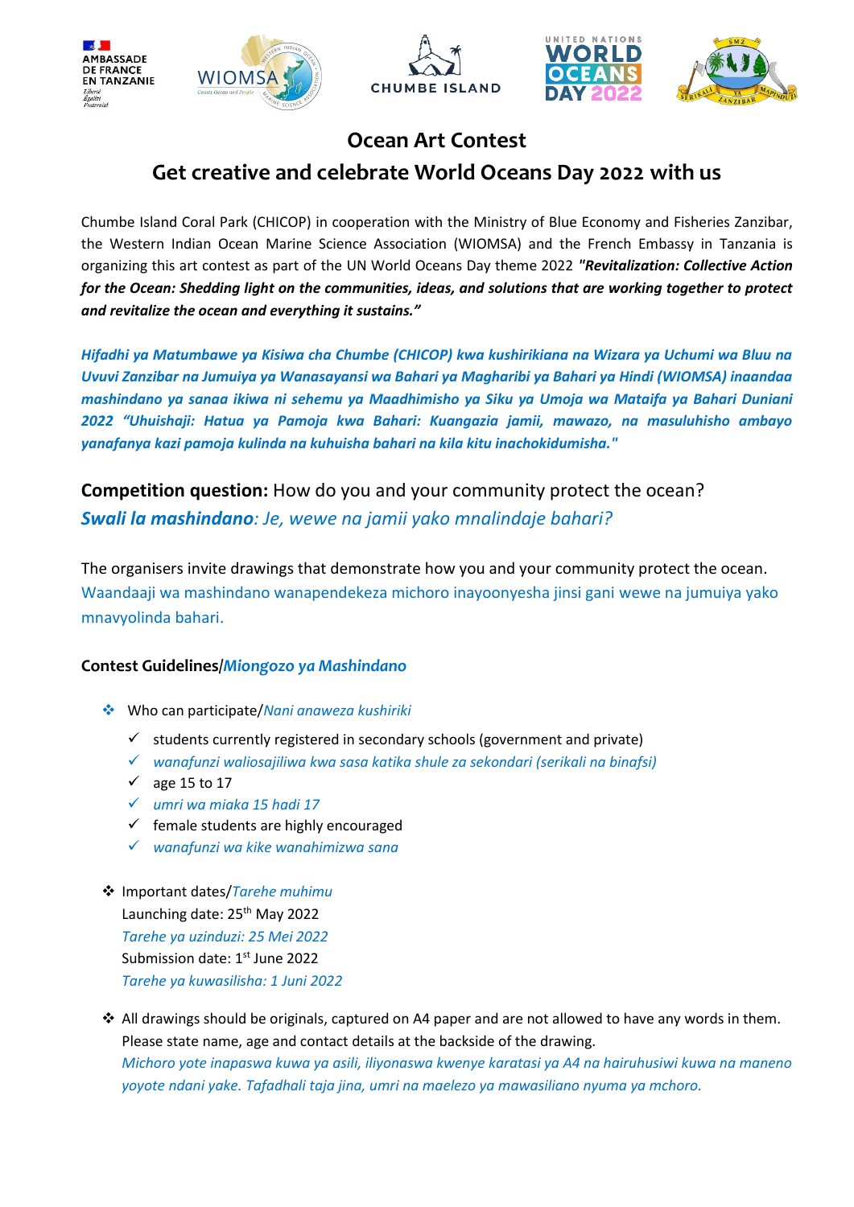# Ocean Art Contest

## Get creative and celebrate World Oceans Day 2022 with us

Chumbe Island Coral Park (CHICOP) in cooperation with the Ministry of Blue Economy and Fisheries Zanzibar, the Western Indian Ocean Marine Science Association (WIOMSA) and the French Embassy in Tanzania is organizing this art contest as part of the UN World Oceans Day theme 2022 ***"Revitalization: Collective Action for the Ocean: Shedding light on the communities, ideas, and solutions that are working together to protect and revitalize the ocean and everything it sustains."***

***Hifadhi ya Matumbawe ya Kisiwa cha Chumbe (CHICOP) kwa kushirikiana na Wizara ya Uchumi wa Bluu na Uvuvi Zanzibar na Jumuiya ya Wanasayansi wa Bahari ya Magharibi ya Bahari ya Hindi (WIOMSA) inaandaa mashindano ya sanaa ikiwa ni sehemu ya Maadhimisho ya Siku ya Umoja wa Mataifa ya Bahari Duniani 2022 "Uhuishaji: Hatua ya Pamoja kwa Bahari: Kuangazia jamii, mawazo, na masuluhisho ambayo yanafanya kazi pamoja kulinda na kuhuisha bahari na kila kitu inachokidumisha."***

**Competition question:** How do you and your community protect the ocean?
***Swali la mashindano****: Je, wewe na jamii yako mnalindaje bahari?*

The organisers invite drawings that demonstrate how you and your community protect the ocean.
Waandaaji wa mashindano wanapendekeza michoro inayoonyesha jinsi gani wewe na jumuiya yako mnavyolinda bahari.

**Contest Guidelines**/***Miongozo ya Mashindano***

- Who can participate/*Nani anaweza kushiriki*
  - ✓ students currently registered in secondary schools (government and private)
  - ✓ *wanafunzi waliosajiliwa kwa sasa katika shule za sekondari (serikali na binafsi)*
  - ✓ age 15 to 17
  - ✓ *umri wa miaka 15 hadi 17*
  - ✓ female students are highly encouraged
  - ✓ *wanafunzi wa kike wanahimizwa sana*

- Important dates/*Tarehe muhimu*
  Launching date: 25th May 2022
  *Tarehe ya uzinduzi: 25 Mei 2022*
  Submission date: 1st June 2022
  *Tarehe ya kuwasilisha: 1 Juni 2022*

- All drawings should be originals, captured on A4 paper and are not allowed to have any words in them. Please state name, age and contact details at the backside of the drawing.
  *Michoro yote inapaswa kuwa ya asili, iliyonaswa kwenye karatasi ya A4 na hairuhusiwi kuwa na maneno yoyote ndani yake. Tafadhali taja jina, umri na maelezo ya mawasiliano nyuma ya mchoro.*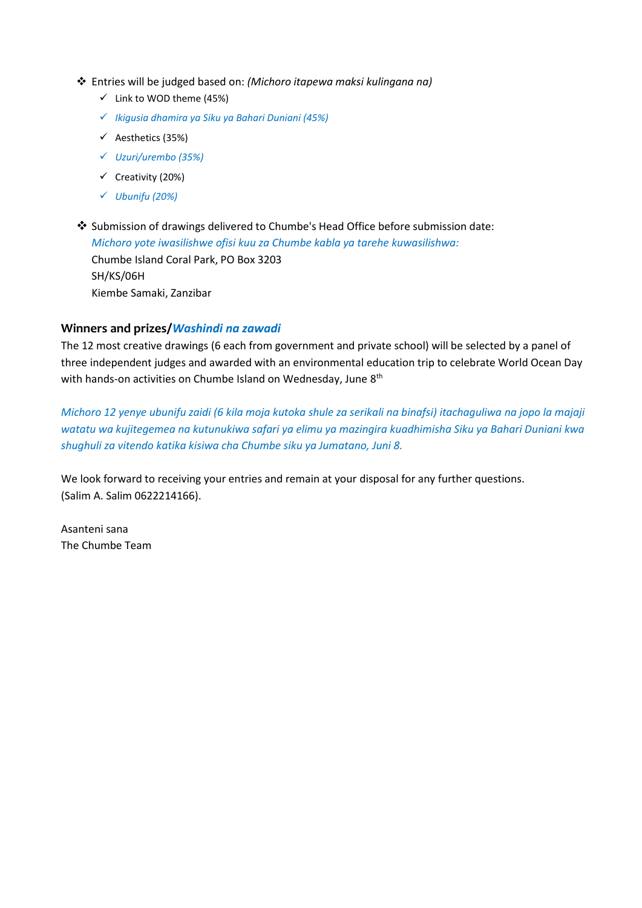- Entries will be judged based on: *(Michoro itapewa maksi kulingana na)*
  - ✓ Link to WOD theme (45%)
  - ✓ *Ikigusia dhamira ya Siku ya Bahari Duniani (45%)*
  - ✓ Aesthetics (35%)
  - ✓ *Uzuri/urembo (35%)*
  - ✓ Creativity (20%)
  - ✓ *Ubunifu (20%)*

- Submission of drawings delivered to Chumbe's Head Office before submission date:
  *Michoro yote iwasilishwe ofisi kuu za Chumbe kabla ya tarehe kuwasilishwa:*
  Chumbe Island Coral Park, PO Box 3203
  SH/KS/06H
  Kiembe Samaki, Zanzibar

### Winners and prizes/*Washindi na zawadi*

The 12 most creative drawings (6 each from government and private school) will be selected by a panel of three independent judges and awarded with an environmental education trip to celebrate World Ocean Day with hands-on activities on Chumbe Island on Wednesday, June 8th

*Michoro 12 yenye ubunifu zaidi (6 kila moja kutoka shule za serikali na binafsi) itachaguliwa na jopo la majaji watatu wa kujitegemea na kutunukiwa safari ya elimu ya mazingira kuadhimisha Siku ya Bahari Duniani kwa shughuli za vitendo katika kisiwa cha Chumbe siku ya Jumatano, Juni 8.*

We look forward to receiving your entries and remain at your disposal for any further questions.
(Salim A. Salim 0622214166).

Asanteni sana
The Chumbe Team